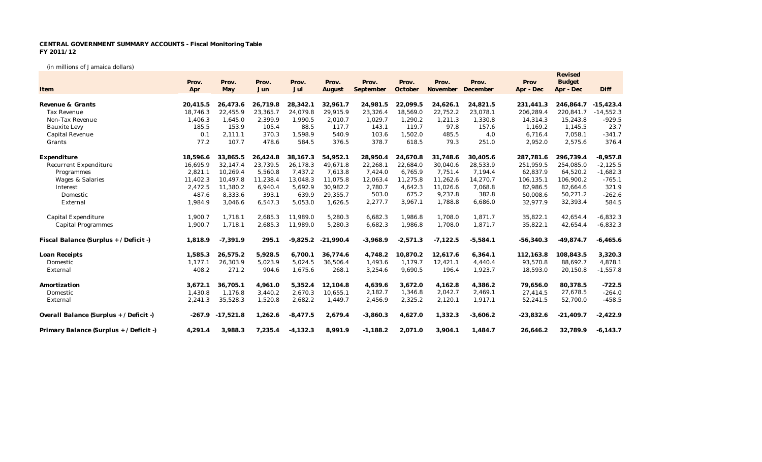**CENTRAL GOVERNMENT SUMMARY ACCOUNTS - Fiscal Monitoring Table**
**FY 2011/12**

(in millions of Jamaica dollars)

| Item | Prov. Apr | Prov. May | Prov. Jun | Prov. Jul | Prov. August | Prov. September | Prov. October | Prov. November | Prov. December | Prov Apr - Dec | Revised Budget Apr - Dec | Diff |
|---|---|---|---|---|---|---|---|---|---|---|---|---|
| **Revenue & Grants** | **20,415.5** | **26,473.6** | **26,719.8** | **28,342.1** | **32,961.7** | **24,981.5** | **22,099.5** | **24,626.1** | **24,821.5** | **231,441.3** | **246,864.7** | **-15,423.4** |
| Tax Revenue | 18,746.3 | 22,455.9 | 23,365.7 | 24,079.8 | 29,915.9 | 23,326.4 | 18,569.0 | 22,752.2 | 23,078.1 | 206,289.4 | 220,841.7 | -14,552.3 |
| Non-Tax Revenue | 1,406.3 | 1,645.0 | 2,399.9 | 1,990.5 | 2,010.7 | 1,029.7 | 1,290.2 | 1,211.3 | 1,330.8 | 14,314.3 | 15,243.8 | -929.5 |
| Bauxite Levy | 185.5 | 153.9 | 105.4 | 88.5 | 117.7 | 143.1 | 119.7 | 97.8 | 157.6 | 1,169.2 | 1,145.5 | 23.7 |
| Capital Revenue | 0.1 | 2,111.1 | 370.3 | 1,598.9 | 540.9 | 103.6 | 1,502.0 | 485.5 | 4.0 | 6,716.4 | 7,058.1 | -341.7 |
| Grants | 77.2 | 107.7 | 478.6 | 584.5 | 376.5 | 378.7 | 618.5 | 79.3 | 251.0 | 2,952.0 | 2,575.6 | 376.4 |
| **Expenditure** | **18,596.6** | **33,865.5** | **26,424.8** | **38,167.3** | **54,952.1** | **28,950.4** | **24,670.8** | **31,748.6** | **30,405.6** | **287,781.6** | **296,739.4** | **-8,957.8** |
| Recurrent Expenditure | 16,695.9 | 32,147.4 | 23,739.5 | 26,178.3 | 49,671.8 | 22,268.1 | 22,684.0 | 30,040.6 | 28,533.9 | 251,959.5 | 254,085.0 | -2,125.5 |
| Programmes | 2,821.1 | 10,269.4 | 5,560.8 | 7,437.2 | 7,613.8 | 7,424.0 | 6,765.9 | 7,751.4 | 7,194.4 | 62,837.9 | 64,520.2 | -1,682.3 |
| Wages & Salaries | 11,402.3 | 10,497.8 | 11,238.4 | 13,048.3 | 11,075.8 | 12,063.4 | 11,275.8 | 11,262.6 | 14,270.7 | 106,135.1 | 106,900.2 | -765.1 |
| Interest | 2,472.5 | 11,380.2 | 6,940.4 | 5,692.9 | 30,982.2 | 2,780.7 | 4,642.3 | 11,026.6 | 7,068.8 | 82,986.5 | 82,664.6 | 321.9 |
| Domestic | 487.6 | 8,333.6 | 393.1 | 639.9 | 29,355.7 | 503.0 | 675.2 | 9,237.8 | 382.8 | 50,008.6 | 50,271.2 | -262.6 |
| External | 1,984.9 | 3,046.6 | 6,547.3 | 5,053.0 | 1,626.5 | 2,277.7 | 3,967.1 | 1,788.8 | 6,686.0 | 32,977.9 | 32,393.4 | 584.5 |
| Capital Expenditure | 1,900.7 | 1,718.1 | 2,685.3 | 11,989.0 | 5,280.3 | 6,682.3 | 1,986.8 | 1,708.0 | 1,871.7 | 35,822.1 | 42,654.4 | -6,832.3 |
| Capital Programmes | 1,900.7 | 1,718.1 | 2,685.3 | 11,989.0 | 5,280.3 | 6,682.3 | 1,986.8 | 1,708.0 | 1,871.7 | 35,822.1 | 42,654.4 | -6,832.3 |
| **Fiscal Balance (Surplus + / Deficit -)** | **1,818.9** | **-7,391.9** | **295.1** | **-9,825.2** | **-21,990.4** | **-3,968.9** | **-2,571.3** | **-7,122.5** | **-5,584.1** | **-56,340.3** | **-49,874.7** | **-6,465.6** |
| **Loan Receipts** | **1,585.3** | **26,575.2** | **5,928.5** | **6,700.1** | **36,774.6** | **4,748.2** | **10,870.2** | **12,617.6** | **6,364.1** | **112,163.8** | **108,843.5** | **3,320.3** |
| Domestic | 1,177.1 | 26,303.9 | 5,023.9 | 5,024.5 | 36,506.4 | 1,493.6 | 1,179.7 | 12,421.1 | 4,440.4 | 93,570.8 | 88,692.7 | 4,878.1 |
| External | 408.2 | 271.2 | 904.6 | 1,675.6 | 268.1 | 3,254.6 | 9,690.5 | 196.4 | 1,923.7 | 18,593.0 | 20,150.8 | -1,557.8 |
| **Amortization** | **3,672.1** | **36,705.1** | **4,961.0** | **5,352.4** | **12,104.8** | **4,639.6** | **3,672.0** | **4,162.8** | **4,386.2** | **79,656.0** | **80,378.5** | **-722.5** |
| Domestic | 1,430.8 | 1,176.8 | 3,440.2 | 2,670.3 | 10,655.1 | 2,182.7 | 1,346.8 | 2,042.7 | 2,469.1 | 27,414.5 | 27,678.5 | -264.0 |
| External | 2,241.3 | 35,528.3 | 1,520.8 | 2,682.2 | 1,449.7 | 2,456.9 | 2,325.2 | 2,120.1 | 1,917.1 | 52,241.5 | 52,700.0 | -458.5 |
| **Overall Balance (Surplus + / Deficit -)** | **-267.9** | **-17,521.8** | **1,262.6** | **-8,477.5** | **2,679.4** | **-3,860.3** | **4,627.0** | **1,332.3** | **-3,606.2** | **-23,832.6** | **-21,409.7** | **-2,422.9** |
| **Primary Balance (Surplus + / Deficit -)** | **4,291.4** | **3,988.3** | **7,235.4** | **-4,132.3** | **8,991.9** | **-1,188.2** | **2,071.0** | **3,904.1** | **1,484.7** | **26,646.2** | **32,789.9** | **-6,143.7** |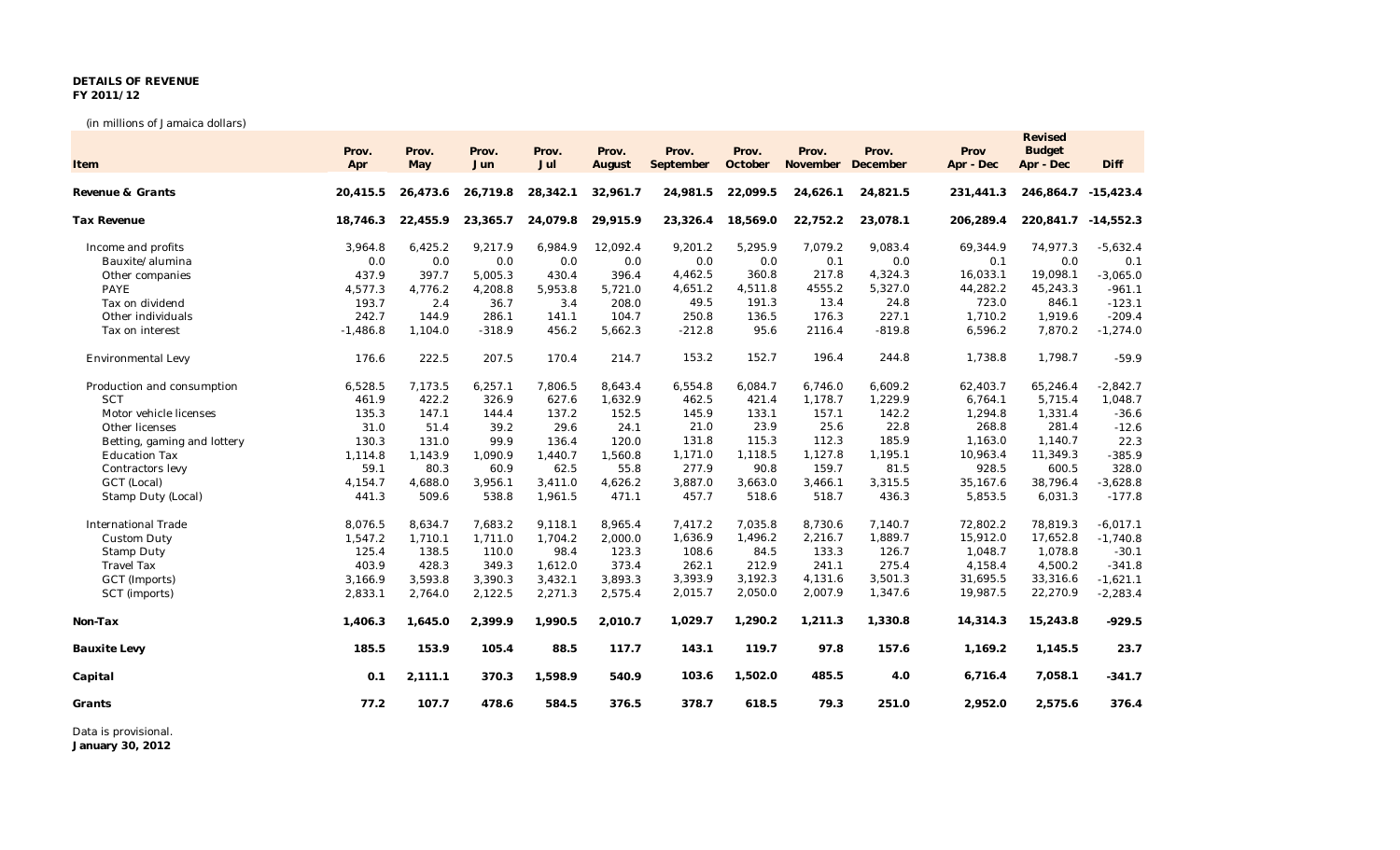**DETAILS OF REVENUE**
**FY 2011/12**

(in millions of Jamaica dollars)

| Item | Prov. Apr | Prov. May | Prov. Jun | Prov. Jul | Prov. August | Prov. September | Prov. October | Prov. November | Prov. December | Prov Apr - Dec | Revised Budget Apr - Dec | Diff |
|---|---|---|---|---|---|---|---|---|---|---|---|---|
| **Revenue & Grants** | **20,415.5** | **26,473.6** | **26,719.8** | **28,342.1** | **32,961.7** | **24,981.5** | **22,099.5** | **24,626.1** | **24,821.5** | **231,441.3** | **246,864.7** | **-15,423.4** |
| **Tax Revenue** | **18,746.3** | **22,455.9** | **23,365.7** | **24,079.8** | **29,915.9** | **23,326.4** | **18,569.0** | **22,752.2** | **23,078.1** | **206,289.4** | **220,841.7** | **-14,552.3** |
| Income and profits | 3,964.8 | 6,425.2 | 9,217.9 | 6,984.9 | 12,092.4 | 9,201.2 | 5,295.9 | 7,079.2 | 9,083.4 | 69,344.9 | 74,977.3 | -5,632.4 |
| Bauxite/alumina | 0.0 | 0.0 | 0.0 | 0.0 | 0.0 | 0.0 | 0.0 | 0.1 | 0.0 | 0.1 | 0.0 | 0.1 |
| Other companies | 437.9 | 397.7 | 5,005.3 | 430.4 | 396.4 | 4,462.5 | 360.8 | 217.8 | 4,324.3 | 16,033.1 | 19,098.1 | -3,065.0 |
| PAYE | 4,577.3 | 4,776.2 | 4,208.8 | 5,953.8 | 5,721.0 | 4,651.2 | 4,511.8 | 4555.2 | 5,327.0 | 44,282.2 | 45,243.3 | -961.1 |
| Tax on dividend | 193.7 | 2.4 | 36.7 | 3.4 | 208.0 | 49.5 | 191.3 | 13.4 | 24.8 | 723.0 | 846.1 | -123.1 |
| Other individuals | 242.7 | 144.9 | 286.1 | 141.1 | 104.7 | 250.8 | 136.5 | 176.3 | 227.1 | 1,710.2 | 1,919.6 | -209.4 |
| Tax on interest | -1,486.8 | 1,104.0 | -318.9 | 456.2 | 5,662.3 | -212.8 | 95.6 | 2116.4 | -819.8 | 6,596.2 | 7,870.2 | -1,274.0 |
| Environmental Levy | 176.6 | 222.5 | 207.5 | 170.4 | 214.7 | 153.2 | 152.7 | 196.4 | 244.8 | 1,738.8 | 1,798.7 | -59.9 |
| Production and consumption | 6,528.5 | 7,173.5 | 6,257.1 | 7,806.5 | 8,643.4 | 6,554.8 | 6,084.7 | 6,746.0 | 6,609.2 | 62,403.7 | 65,246.4 | -2,842.7 |
| SCT | 461.9 | 422.2 | 326.9 | 627.6 | 1,632.9 | 462.5 | 421.4 | 1,178.7 | 1,229.9 | 6,764.1 | 5,715.4 | 1,048.7 |
| Motor vehicle licenses | 135.3 | 147.1 | 144.4 | 137.2 | 152.5 | 145.9 | 133.1 | 157.1 | 142.2 | 1,294.8 | 1,331.4 | -36.6 |
| Other licenses | 31.0 | 51.4 | 39.2 | 29.6 | 24.1 | 21.0 | 23.9 | 25.6 | 22.8 | 268.8 | 281.4 | -12.6 |
| Betting, gaming and lottery | 130.3 | 131.0 | 99.9 | 136.4 | 120.0 | 131.8 | 115.3 | 112.3 | 185.9 | 1,163.0 | 1,140.7 | 22.3 |
| Education Tax | 1,114.8 | 1,143.9 | 1,090.9 | 1,440.7 | 1,560.8 | 1,171.0 | 1,118.5 | 1,127.8 | 1,195.1 | 10,963.4 | 11,349.3 | -385.9 |
| Contractors levy | 59.1 | 80.3 | 60.9 | 62.5 | 55.8 | 277.9 | 90.8 | 159.7 | 81.5 | 928.5 | 600.5 | 328.0 |
| GCT (Local) | 4,154.7 | 4,688.0 | 3,956.1 | 3,411.0 | 4,626.2 | 3,887.0 | 3,663.0 | 3,466.1 | 3,315.5 | 35,167.6 | 38,796.4 | -3,628.8 |
| Stamp Duty (Local) | 441.3 | 509.6 | 538.8 | 1,961.5 | 471.1 | 457.7 | 518.6 | 518.7 | 436.3 | 5,853.5 | 6,031.3 | -177.8 |
| International Trade | 8,076.5 | 8,634.7 | 7,683.2 | 9,118.1 | 8,965.4 | 7,417.2 | 7,035.8 | 8,730.6 | 7,140.7 | 72,802.2 | 78,819.3 | -6,017.1 |
| Custom Duty | 1,547.2 | 1,710.1 | 1,711.0 | 1,704.2 | 2,000.0 | 1,636.9 | 1,496.2 | 2,216.7 | 1,889.7 | 15,912.0 | 17,652.8 | -1,740.8 |
| Stamp Duty | 125.4 | 138.5 | 110.0 | 98.4 | 123.3 | 108.6 | 84.5 | 133.3 | 126.7 | 1,048.7 | 1,078.8 | -30.1 |
| Travel Tax | 403.9 | 428.3 | 349.3 | 1,612.0 | 373.4 | 262.1 | 212.9 | 241.1 | 275.4 | 4,158.4 | 4,500.2 | -341.8 |
| GCT (Imports) | 3,166.9 | 3,593.8 | 3,390.3 | 3,432.1 | 3,893.3 | 3,393.9 | 3,192.3 | 4,131.6 | 3,501.3 | 31,695.5 | 33,316.6 | -1,621.1 |
| SCT (imports) | 2,833.1 | 2,764.0 | 2,122.5 | 2,271.3 | 2,575.4 | 2,015.7 | 2,050.0 | 2,007.9 | 1,347.6 | 19,987.5 | 22,270.9 | -2,283.4 |
| **Non-Tax** | **1,406.3** | **1,645.0** | **2,399.9** | **1,990.5** | **2,010.7** | **1,029.7** | **1,290.2** | **1,211.3** | **1,330.8** | **14,314.3** | **15,243.8** | **-929.5** |
| **Bauxite Levy** | **185.5** | **153.9** | **105.4** | **88.5** | **117.7** | **143.1** | **119.7** | **97.8** | **157.6** | **1,169.2** | **1,145.5** | **23.7** |
| **Capital** | **0.1** | **2,111.1** | **370.3** | **1,598.9** | **540.9** | **103.6** | **1,502.0** | **485.5** | **4.0** | **6,716.4** | **7,058.1** | **-341.7** |
| **Grants** | **77.2** | **107.7** | **478.6** | **584.5** | **376.5** | **378.7** | **618.5** | **79.3** | **251.0** | **2,952.0** | **2,575.6** | **376.4** |

Data is provisional.
**January 30, 2012**